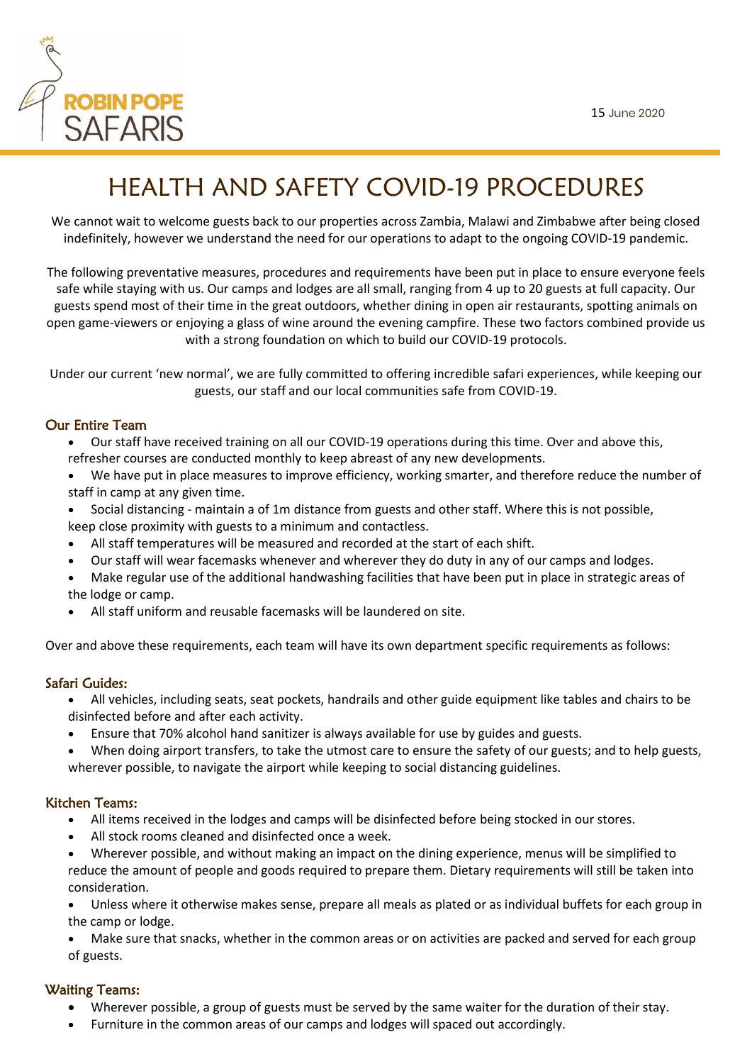ROBIN POPE SAFARIS

15 June 2020

# HEALTH AND SAFETY COVID-19 PROCEDURES

We cannot wait to welcome guests back to our properties across Zambia, Malawi and Zimbabwe after being closed indefinitely, however we understand the need for our operations to adapt to the ongoing COVID-19 pandemic.

The following preventative measures, procedures and requirements have been put in place to ensure everyone feels safe while staying with us. Our camps and lodges are all small, ranging from 4 up to 20 guests at full capacity. Our guests spend most of their time in the great outdoors, whether dining in open air restaurants, spotting animals on open game-viewers or enjoying a glass of wine around the evening campfire. These two factors combined provide us with a strong foundation on which to build our COVID-19 protocols.

Under our current 'new normal', we are fully committed to offering incredible safari experiences, while keeping our guests, our staff and our local communities safe from COVID-19.

## Our Entire Team

- Our staff have received training on all our COVID-19 operations during this time. Over and above this, refresher courses are conducted monthly to keep abreast of any new developments.
- We have put in place measures to improve efficiency, working smarter, and therefore reduce the number of staff in camp at any given time.
- Social distancing - maintain a of 1m distance from guests and other staff. Where this is not possible, keep close proximity with guests to a minimum and contactless.
- All staff temperatures will be measured and recorded at the start of each shift.
- Our staff will wear facemasks whenever and wherever they do duty in any of our camps and lodges.
- Make regular use of the additional handwashing facilities that have been put in place in strategic areas of the lodge or camp.
- All staff uniform and reusable facemasks will be laundered on site.

Over and above these requirements, each team will have its own department specific requirements as follows:

## Safari Guides:

- All vehicles, including seats, seat pockets, handrails and other guide equipment like tables and chairs to be disinfected before and after each activity.
- Ensure that 70% alcohol hand sanitizer is always available for use by guides and guests.
- When doing airport transfers, to take the utmost care to ensure the safety of our guests; and to help guests, wherever possible, to navigate the airport while keeping to social distancing guidelines.

## Kitchen Teams:

- All items received in the lodges and camps will be disinfected before being stocked in our stores.
- All stock rooms cleaned and disinfected once a week.
- Wherever possible, and without making an impact on the dining experience, menus will be simplified to reduce the amount of people and goods required to prepare them. Dietary requirements will still be taken into consideration.
- Unless where it otherwise makes sense, prepare all meals as plated or as individual buffets for each group in the camp or lodge.
- Make sure that snacks, whether in the common areas or on activities are packed and served for each group of guests.

## Waiting Teams:

- Wherever possible, a group of guests must be served by the same waiter for the duration of their stay.
- Furniture in the common areas of our camps and lodges will spaced out accordingly.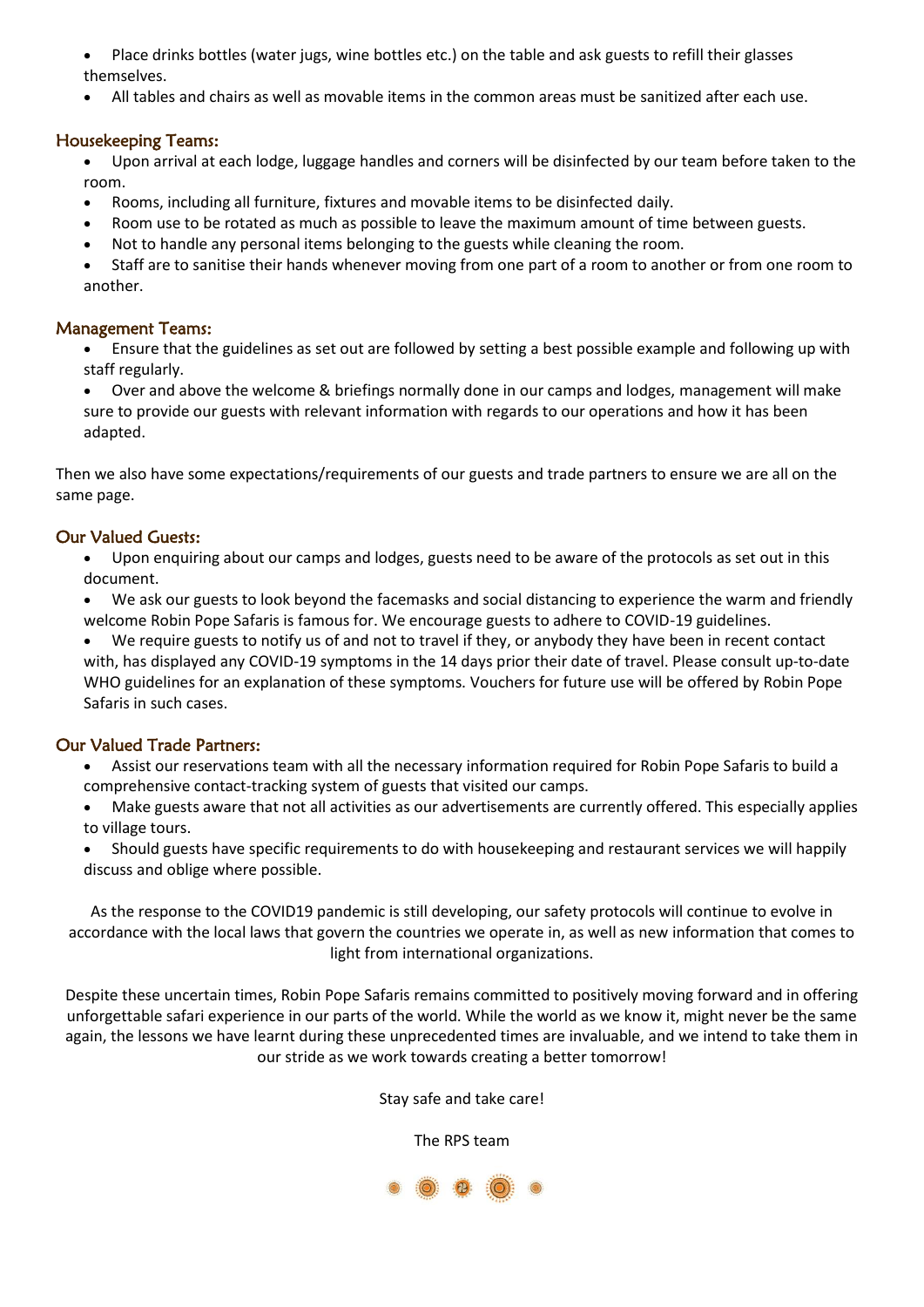- Place drinks bottles (water jugs, wine bottles etc.) on the table and ask guests to refill their glasses themselves.
- All tables and chairs as well as movable items in the common areas must be sanitized after each use.

## Housekeeping Teams:

- Upon arrival at each lodge, luggage handles and corners will be disinfected by our team before taken to the room.
- Rooms, including all furniture, fixtures and movable items to be disinfected daily.
- Room use to be rotated as much as possible to leave the maximum amount of time between guests.
- Not to handle any personal items belonging to the guests while cleaning the room.
- Staff are to sanitise their hands whenever moving from one part of a room to another or from one room to another.

## Management Teams:

- Ensure that the guidelines as set out are followed by setting a best possible example and following up with staff regularly.
- Over and above the welcome & briefings normally done in our camps and lodges, management will make sure to provide our guests with relevant information with regards to our operations and how it has been adapted.

Then we also have some expectations/requirements of our guests and trade partners to ensure we are all on the same page.

## Our Valued Guests:

- Upon enquiring about our camps and lodges, guests need to be aware of the protocols as set out in this document.
- We ask our guests to look beyond the facemasks and social distancing to experience the warm and friendly welcome Robin Pope Safaris is famous for. We encourage guests to adhere to COVID-19 guidelines.
- We require guests to notify us of and not to travel if they, or anybody they have been in recent contact with, has displayed any COVID-19 symptoms in the 14 days prior their date of travel. Please consult up-to-date WHO guidelines for an explanation of these symptoms. Vouchers for future use will be offered by Robin Pope Safaris in such cases.

## Our Valued Trade Partners:

- Assist our reservations team with all the necessary information required for Robin Pope Safaris to build a comprehensive contact-tracking system of guests that visited our camps.
- Make guests aware that not all activities as our advertisements are currently offered. This especially applies to village tours.
- Should guests have specific requirements to do with housekeeping and restaurant services we will happily discuss and oblige where possible.

As the response to the COVID19 pandemic is still developing, our safety protocols will continue to evolve in accordance with the local laws that govern the countries we operate in, as well as new information that comes to light from international organizations.

Despite these uncertain times, Robin Pope Safaris remains committed to positively moving forward and in offering unforgettable safari experience in our parts of the world. While the world as we know it, might never be the same again, the lessons we have learnt during these unprecedented times are invaluable, and we intend to take them in our stride as we work towards creating a better tomorrow!

Stay safe and take care!

The RPS team